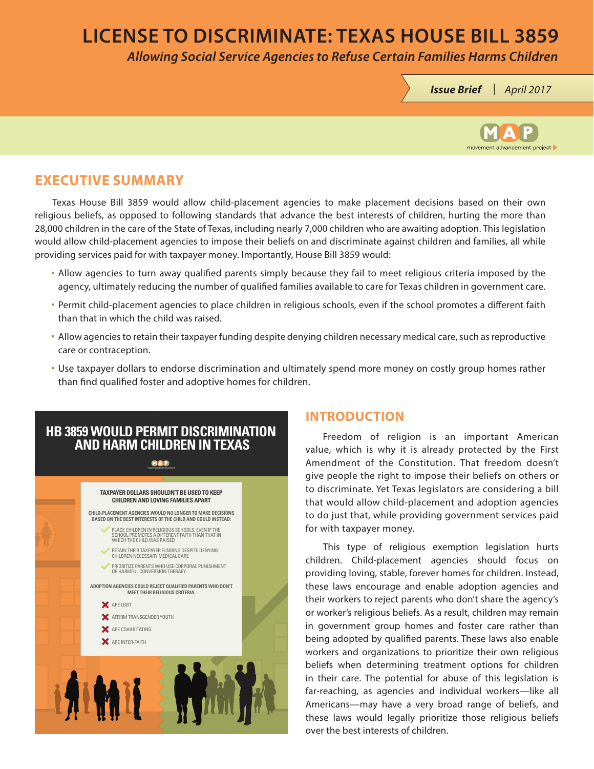# LICENSE TO DISCRIMINATE: TEXAS HOUSE BILL 3859

*Allowing Social Service Agencies to Refuse Certain Families Harms Children*

***Issue Brief*** | *April 2017*

MAP movement advancement project

## EXECUTIVE SUMMARY

Texas House Bill 3859 would allow child-placement agencies to make placement decisions based on their own religious beliefs, as opposed to following standards that advance the best interests of children, hurting the more than 28,000 children in the care of the State of Texas, including nearly 7,000 children who are awaiting adoption. This legislation would allow child-placement agencies to impose their beliefs on and discriminate against children and families, all while providing services paid for with taxpayer money. Importantly, House Bill 3859 would:

- Allow agencies to turn away qualified parents simply because they fail to meet religious criteria imposed by the agency, ultimately reducing the number of qualified families available to care for Texas children in government care.
- Permit child-placement agencies to place children in religious schools, even if the school promotes a different faith than that in which the child was raised.
- Allow agencies to retain their taxpayer funding despite denying children necessary medical care, such as reproductive care or contraception.
- Use taxpayer dollars to endorse discrimination and ultimately spend more money on costly group homes rather than find qualified foster and adoptive homes for children.

### HB 3859 WOULD PERMIT DISCRIMINATION AND HARM CHILDREN IN TEXAS

**TAXPAYER DOLLARS SHOULDN'T BE USED TO KEEP CHILDREN AND LOVING FAMILIES APART**

**CHILD-PLACEMENT AGENCIES WOULD NO LONGER TO MAKE DECISIONS BASED ON THE BEST INTERESTS OF THE CHILD AND COULD INSTEAD:**

- ✔ PLACE CHILDREN IN RELIGIOUS SCHOOLS, EVEN IF THE SCHOOL PROMOTES A DIFFERENT FAITH THAN THAT IN WHICH THE CHILD WAS RAISED
- ✔ RETAIN THEIR TAXPAYER FUNDING DESPITE DENYING CHILDREN NECESSARY MEDICAL CARE
- ✔ PRIORITIZE PARENTS WHO USE CORPORAL PUNISHMENT OR HARMFUL CONVERSION THERAPY

**ADOPTION AGENCIES COULD REJECT QUALIFIED PARENTS WHO DON'T MEET THEIR RELIGIOUS CRITERIA:**

- ✘ ARE LGBT
- ✘ AFFIRM TRANSGENDER YOUTH
- ✘ ARE COHABITATING
- ✘ ARE INTER-FAITH

## INTRODUCTION

Freedom of religion is an important American value, which is why it is already protected by the First Amendment of the Constitution. That freedom doesn't give people the right to impose their beliefs on others or to discriminate. Yet Texas legislators are considering a bill that would allow child-placement and adoption agencies to do just that, while providing government services paid for with taxpayer money.

This type of religious exemption legislation hurts children. Child-placement agencies should focus on providing loving, stable, forever homes for children. Instead, these laws encourage and enable adoption agencies and their workers to reject parents who don't share the agency's or worker's religious beliefs. As a result, children may remain in government group homes and foster care rather than being adopted by qualified parents. These laws also enable workers and organizations to prioritize their own religious beliefs when determining treatment options for children in their care. The potential for abuse of this legislation is far-reaching, as agencies and individual workers—like all Americans—may have a very broad range of beliefs, and these laws would legally prioritize those religious beliefs over the best interests of children.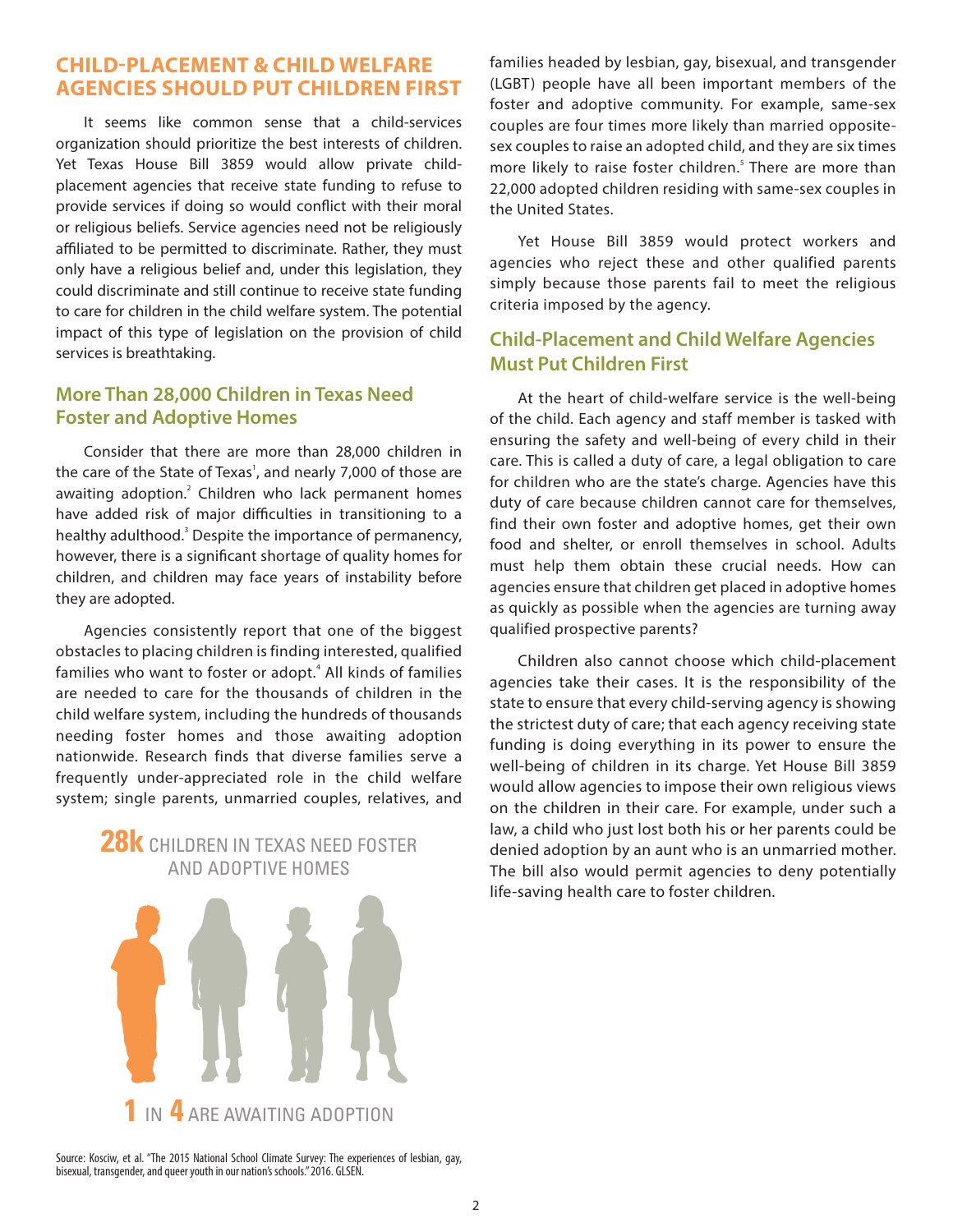## CHILD-PLACEMENT & CHILD WELFARE AGENCIES SHOULD PUT CHILDREN FIRST

It seems like common sense that a child-services organization should prioritize the best interests of children. Yet Texas House Bill 3859 would allow private child-placement agencies that receive state funding to refuse to provide services if doing so would conflict with their moral or religious beliefs. Service agencies need not be religiously affiliated to be permitted to discriminate. Rather, they must only have a religious belief and, under this legislation, they could discriminate and still continue to receive state funding to care for children in the child welfare system. The potential impact of this type of legislation on the provision of child services is breathtaking.

### More Than 28,000 Children in Texas Need Foster and Adoptive Homes

Consider that there are more than 28,000 children in the care of the State of Texas[1], and nearly 7,000 of those are awaiting adoption.[2] Children who lack permanent homes have added risk of major difficulties in transitioning to a healthy adulthood.[3] Despite the importance of permanency, however, there is a significant shortage of quality homes for children, and children may face years of instability before they are adopted.

Agencies consistently report that one of the biggest obstacles to placing children is finding interested, qualified families who want to foster or adopt.[4] All kinds of families are needed to care for the thousands of children in the child welfare system, including the hundreds of thousands needing foster homes and those awaiting adoption nationwide. Research finds that diverse families serve a frequently under-appreciated role in the child welfare system; single parents, unmarried couples, relatives, and families headed by lesbian, gay, bisexual, and transgender (LGBT) people have all been important members of the foster and adoptive community. For example, same-sex couples are four times more likely than married opposite-sex couples to raise an adopted child, and they are six times more likely to raise foster children.[5] There are more than 22,000 adopted children residing with same-sex couples in the United States.

Yet House Bill 3859 would protect workers and agencies who reject these and other qualified parents simply because those parents fail to meet the religious criteria imposed by the agency.

**28k** CHILDREN IN TEXAS NEED FOSTER AND ADOPTIVE HOMES

**1** IN **4** ARE AWAITING ADOPTION

Source: Kosciw, et al. "The 2015 National School Climate Survey: The experiences of lesbian, gay, bisexual, transgender, and queer youth in our nation's schools." 2016. GLSEN.

### Child-Placement and Child Welfare Agencies Must Put Children First

At the heart of child-welfare service is the well-being of the child. Each agency and staff member is tasked with ensuring the safety and well-being of every child in their care. This is called a duty of care, a legal obligation to care for children who are the state's charge. Agencies have this duty of care because children cannot care for themselves, find their own foster and adoptive homes, get their own food and shelter, or enroll themselves in school. Adults must help them obtain these crucial needs. How can agencies ensure that children get placed in adoptive homes as quickly as possible when the agencies are turning away qualified prospective parents?

Children also cannot choose which child-placement agencies take their cases. It is the responsibility of the state to ensure that every child-serving agency is showing the strictest duty of care; that each agency receiving state funding is doing everything in its power to ensure the well-being of children in its charge. Yet House Bill 3859 would allow agencies to impose their own religious views on the children in their care. For example, under such a law, a child who just lost both his or her parents could be denied adoption by an aunt who is an unmarried mother. The bill also would permit agencies to deny potentially life-saving health care to foster children.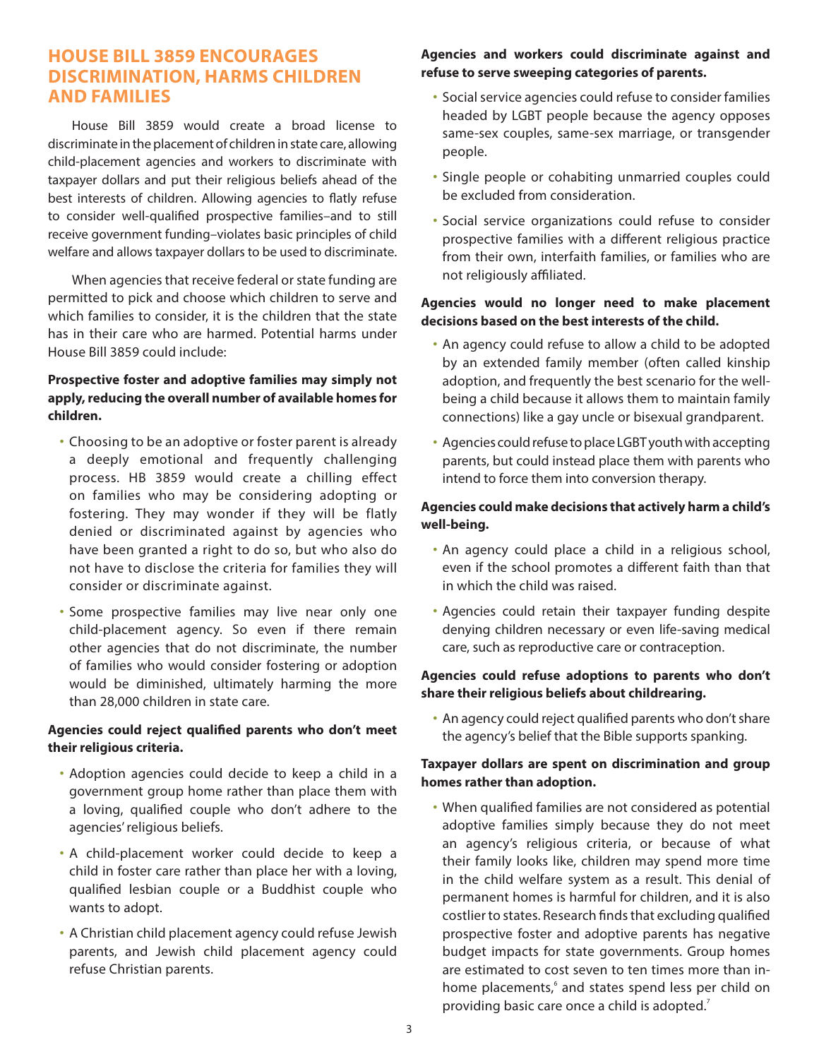## HOUSE BILL 3859 ENCOURAGES DISCRIMINATION, HARMS CHILDREN AND FAMILIES

House Bill 3859 would create a broad license to discriminate in the placement of children in state care, allowing child-placement agencies and workers to discriminate with taxpayer dollars and put their religious beliefs ahead of the best interests of children. Allowing agencies to flatly refuse to consider well-qualified prospective families–and to still receive government funding–violates basic principles of child welfare and allows taxpayer dollars to be used to discriminate.

When agencies that receive federal or state funding are permitted to pick and choose which children to serve and which families to consider, it is the children that the state has in their care who are harmed. Potential harms under House Bill 3859 could include:

**Prospective foster and adoptive families may simply not apply, reducing the overall number of available homes for children.**

- Choosing to be an adoptive or foster parent is already a deeply emotional and frequently challenging process. HB 3859 would create a chilling effect on families who may be considering adopting or fostering. They may wonder if they will be flatly denied or discriminated against by agencies who have been granted a right to do so, but who also do not have to disclose the criteria for families they will consider or discriminate against.
- Some prospective families may live near only one child-placement agency. So even if there remain other agencies that do not discriminate, the number of families who would consider fostering or adoption would be diminished, ultimately harming the more than 28,000 children in state care.

**Agencies could reject qualified parents who don't meet their religious criteria.**

- Adoption agencies could decide to keep a child in a government group home rather than place them with a loving, qualified couple who don't adhere to the agencies' religious beliefs.
- A child-placement worker could decide to keep a child in foster care rather than place her with a loving, qualified lesbian couple or a Buddhist couple who wants to adopt.
- A Christian child placement agency could refuse Jewish parents, and Jewish child placement agency could refuse Christian parents.

**Agencies and workers could discriminate against and refuse to serve sweeping categories of parents.**

- Social service agencies could refuse to consider families headed by LGBT people because the agency opposes same-sex couples, same-sex marriage, or transgender people.
- Single people or cohabiting unmarried couples could be excluded from consideration.
- Social service organizations could refuse to consider prospective families with a different religious practice from their own, interfaith families, or families who are not religiously affiliated.

**Agencies would no longer need to make placement decisions based on the best interests of the child.**

- An agency could refuse to allow a child to be adopted by an extended family member (often called kinship adoption, and frequently the best scenario for the well-being a child because it allows them to maintain family connections) like a gay uncle or bisexual grandparent.
- Agencies could refuse to place LGBT youth with accepting parents, but could instead place them with parents who intend to force them into conversion therapy.

**Agencies could make decisions that actively harm a child's well-being.**

- An agency could place a child in a religious school, even if the school promotes a different faith than that in which the child was raised.
- Agencies could retain their taxpayer funding despite denying children necessary or even life-saving medical care, such as reproductive care or contraception.

**Agencies could refuse adoptions to parents who don't share their religious beliefs about childrearing.**

- An agency could reject qualified parents who don't share the agency's belief that the Bible supports spanking.

**Taxpayer dollars are spent on discrimination and group homes rather than adoption.**

- When qualified families are not considered as potential adoptive families simply because they do not meet an agency's religious criteria, or because of what their family looks like, children may spend more time in the child welfare system as a result. This denial of permanent homes is harmful for children, and it is also costlier to states. Research finds that excluding qualified prospective foster and adoptive parents has negative budget impacts for state governments. Group homes are estimated to cost seven to ten times more than in-home placements,[6] and states spend less per child on providing basic care once a child is adopted.[7]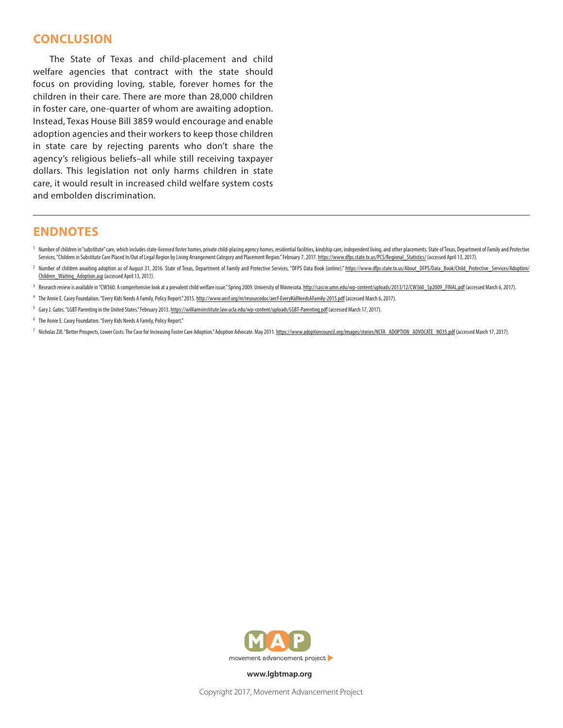## CONCLUSION

The State of Texas and child-placement and child welfare agencies that contract with the state should focus on providing loving, stable, forever homes for the children in their care. There are more than 28,000 children in foster care, one-quarter of whom are awaiting adoption. Instead, Texas House Bill 3859 would encourage and enable adoption agencies and their workers to keep those children in state care by rejecting parents who don't share the agency's religious beliefs–all while still receiving taxpayer dollars. This legislation not only harms children in state care, it would result in increased child welfare system costs and embolden discrimination.

## ENDNOTES

1. Number of children in "substitute" care, which includes state-licensed foster homes, private child-placing agency homes, residential facilities, kinship care, independent living, and other placements. State of Texas, Department of Family and Protective Services, "Children in Substitute Care Placed In/Out of Legal Region by Living Arrangement Category and Placement Region." February 7, 2017. https://www.dfps.state.tx.us/PCS/Regional_Statistics/ (accessed April 13, 2017).
2. Number of children awaiting adoption as of August 31, 2016. State of Texas, Department of Family and Protective Services, "DFPS Data Book (online)." https://www.dfps.state.tx.us/About_DFPS/Data_Book/Child_Protective_Services/Adoption/Children_Waiting_Adoption.asp (accessed April 13, 2017).
3. Research review is available in "CW360: A comprehensive look at a prevalent child welfare issue." Spring 2009. University of Minnesota. http://cascw.umn.edu/wp-content/uploads/2013/12/CW360_Sp2009_FINAL.pdf (accessed March 6, 2017).
4. The Annie E. Casey Foundation. "Every Kids Needs A Family, Policy Report." 2015. http://www.aecf.org/m/resourcedoc/aecf-EveryKidNeedsAFamily-2015.pdf (accessed March 6, 2017).
5. Gary J. Gates. "LGBT Parenting in the United States." February 2013. https://williamsinstitute.law.ucla.edu/wp-content/uploads/LGBT-Parenting.pdf (accessed March 17, 2017).
6. The Annie E. Casey Foundation. "Every Kids Needs A Family, Policy Report."
7. Nicholas Zill. "Better Prospects, Lower Costs: The Case for Increasing Foster Care Adoption." Adoption Advocate. May 2011. https://www.adoptioncouncil.org/images/stories/NCFA_ADOPTION_ADVOCATE_NO35.pdf (accessed March 17, 2017).

MAP
movement advancement project

www.lgbtmap.org

Copyright 2017, Movement Advancement Project